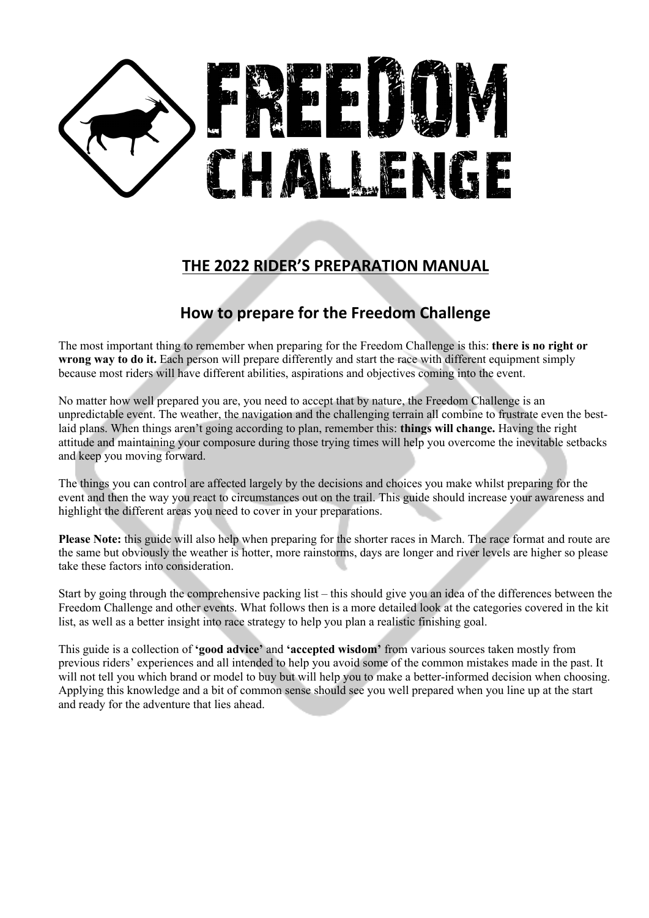# FREEDOM CHALLENGE

## THE 2022 RIDER'S PREPARATION MANUAL

## How to prepare for the Freedom Challenge

The most important thing to remember when preparing for the Freedom Challenge is this: **there is no right or wrong way to do it.** Each person will prepare differently and start the race with different equipment simply because most riders will have different abilities, aspirations and objectives coming into the event.

No matter how well prepared you are, you need to accept that by nature, the Freedom Challenge is an unpredictable event. The weather, the navigation and the challenging terrain all combine to frustrate even the best-laid plans. When things aren't going according to plan, remember this: **things will change.** Having the right attitude and maintaining your composure during those trying times will help you overcome the inevitable setbacks and keep you moving forward.

The things you can control are affected largely by the decisions and choices you make whilst preparing for the event and then the way you react to circumstances out on the trail. This guide should increase your awareness and highlight the different areas you need to cover in your preparations.

**Please Note:** this guide will also help when preparing for the shorter races in March. The race format and route are the same but obviously the weather is hotter, more rainstorms, days are longer and river levels are higher so please take these factors into consideration.

Start by going through the comprehensive packing list – this should give you an idea of the differences between the Freedom Challenge and other events. What follows then is a more detailed look at the categories covered in the kit list, as well as a better insight into race strategy to help you plan a realistic finishing goal.

This guide is a collection of **'good advice'** and **'accepted wisdom'** from various sources taken mostly from previous riders' experiences and all intended to help you avoid some of the common mistakes made in the past. It will not tell you which brand or model to buy but will help you to make a better-informed decision when choosing. Applying this knowledge and a bit of common sense should see you well prepared when you line up at the start and ready for the adventure that lies ahead.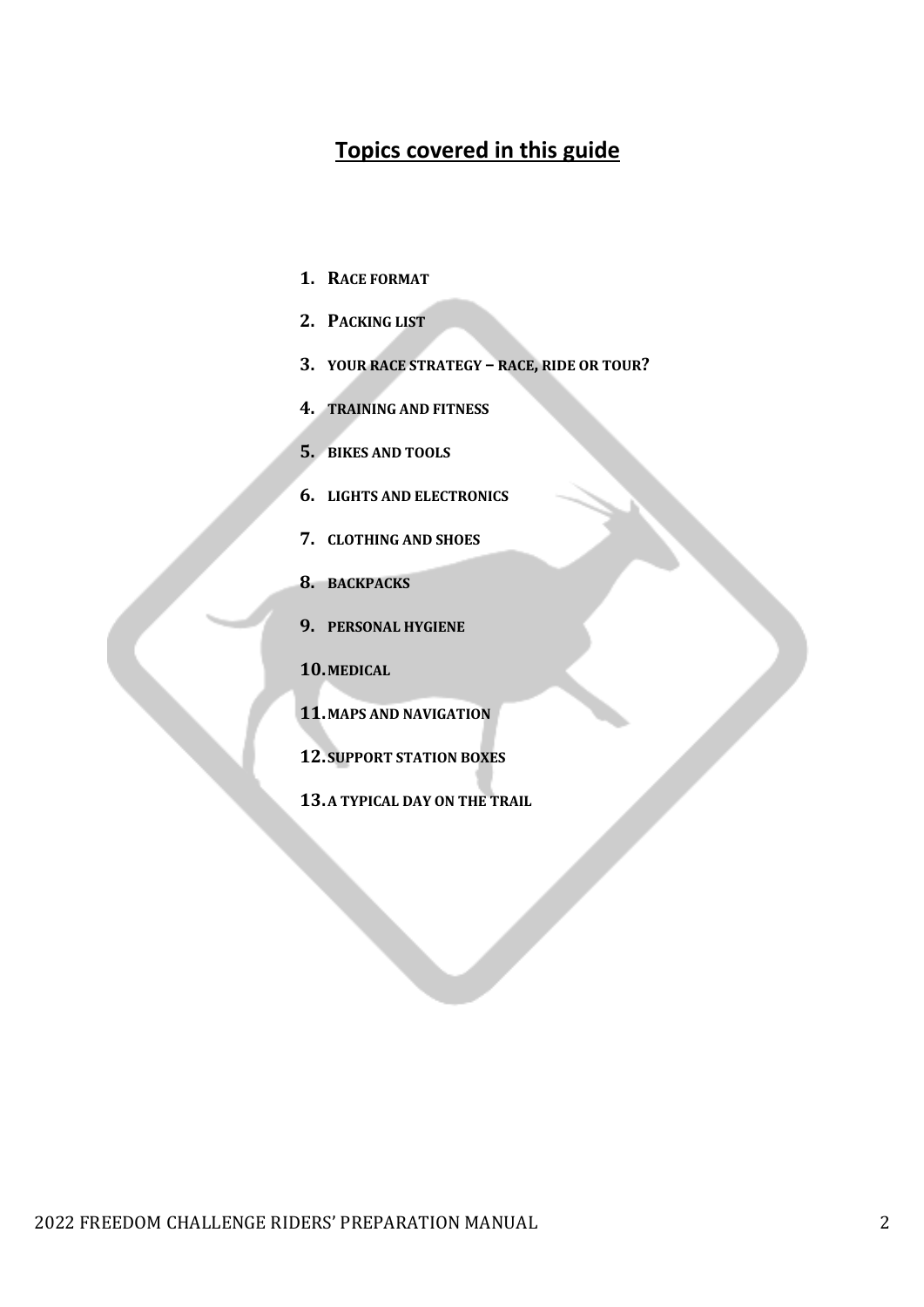## Topics covered in this guide

1. **RACE FORMAT**
2. **PACKING LIST**
3. **YOUR RACE STRATEGY – RACE, RIDE OR TOUR?**
4. **TRAINING AND FITNESS**
5. **BIKES AND TOOLS**
6. **LIGHTS AND ELECTRONICS**
7. **CLOTHING AND SHOES**
8. **BACKPACKS**
9. **PERSONAL HYGIENE**
10. **MEDICAL**
11. **MAPS AND NAVIGATION**
12. **SUPPORT STATION BOXES**
13. **A TYPICAL DAY ON THE TRAIL**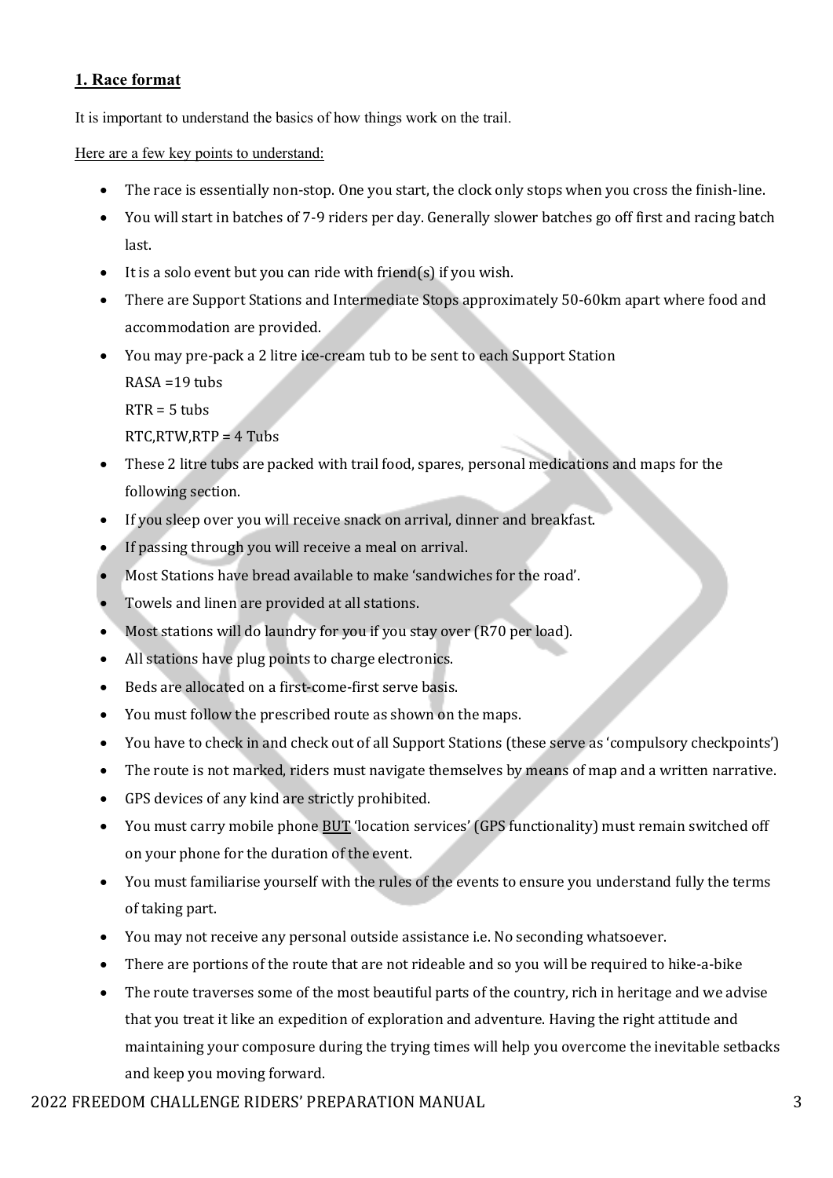## 1. Race format

It is important to understand the basics of how things work on the trail.

Here are a few key points to understand:

- The race is essentially non-stop. One you start, the clock only stops when you cross the finish-line.
- You will start in batches of 7-9 riders per day. Generally slower batches go off first and racing batch last.
- It is a solo event but you can ride with friend(s) if you wish.
- There are Support Stations and Intermediate Stops approximately 50-60km apart where food and accommodation are provided.
- You may pre-pack a 2 litre ice-cream tub to be sent to each Support Station
  RASA =19 tubs
  RTR = 5 tubs
  RTC,RTW,RTP = 4 Tubs
- These 2 litre tubs are packed with trail food, spares, personal medications and maps for the following section.
- If you sleep over you will receive snack on arrival, dinner and breakfast.
- If passing through you will receive a meal on arrival.
- Most Stations have bread available to make 'sandwiches for the road'.
- Towels and linen are provided at all stations.
- Most stations will do laundry for you if you stay over (R70 per load).
- All stations have plug points to charge electronics.
- Beds are allocated on a first-come-first serve basis.
- You must follow the prescribed route as shown on the maps.
- You have to check in and check out of all Support Stations (these serve as 'compulsory checkpoints')
- The route is not marked, riders must navigate themselves by means of map and a written narrative.
- GPS devices of any kind are strictly prohibited.
- You must carry mobile phone BUT 'location services' (GPS functionality) must remain switched off on your phone for the duration of the event.
- You must familiarise yourself with the rules of the events to ensure you understand fully the terms of taking part.
- You may not receive any personal outside assistance i.e. No seconding whatsoever.
- There are portions of the route that are not rideable and so you will be required to hike-a-bike
- The route traverses some of the most beautiful parts of the country, rich in heritage and we advise that you treat it like an expedition of exploration and adventure. Having the right attitude and maintaining your composure during the trying times will help you overcome the inevitable setbacks and keep you moving forward.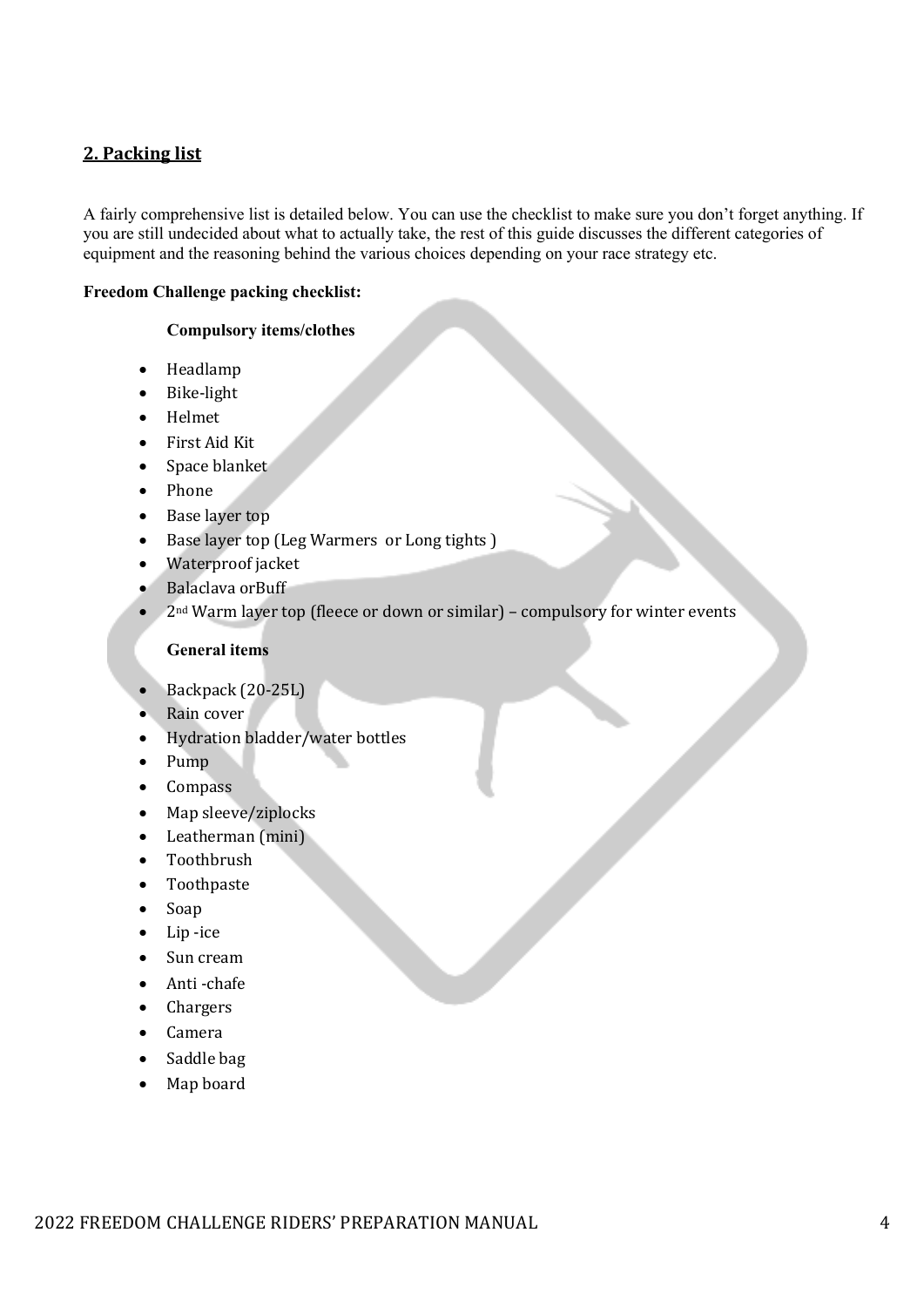## 2. Packing list

A fairly comprehensive list is detailed below. You can use the checklist to make sure you don't forget anything. If you are still undecided about what to actually take, the rest of this guide discusses the different categories of equipment and the reasoning behind the various choices depending on your race strategy etc.

**Freedom Challenge packing checklist:**

**Compulsory items/clothes**

- Headlamp
- Bike-light
- Helmet
- First Aid Kit
- Space blanket
- Phone
- Base layer top
- Base layer top (Leg Warmers or Long tights )
- Waterproof jacket
- Balaclava orBuff
- 2nd Warm layer top (fleece or down or similar) – compulsory for winter events

**General items**

- Backpack (20-25L)
- Rain cover
- Hydration bladder/water bottles
- Pump
- Compass
- Map sleeve/ziplocks
- Leatherman (mini)
- Toothbrush
- Toothpaste
- Soap
- Lip -ice
- Sun cream
- Anti -chafe
- Chargers
- Camera
- Saddle bag
- Map board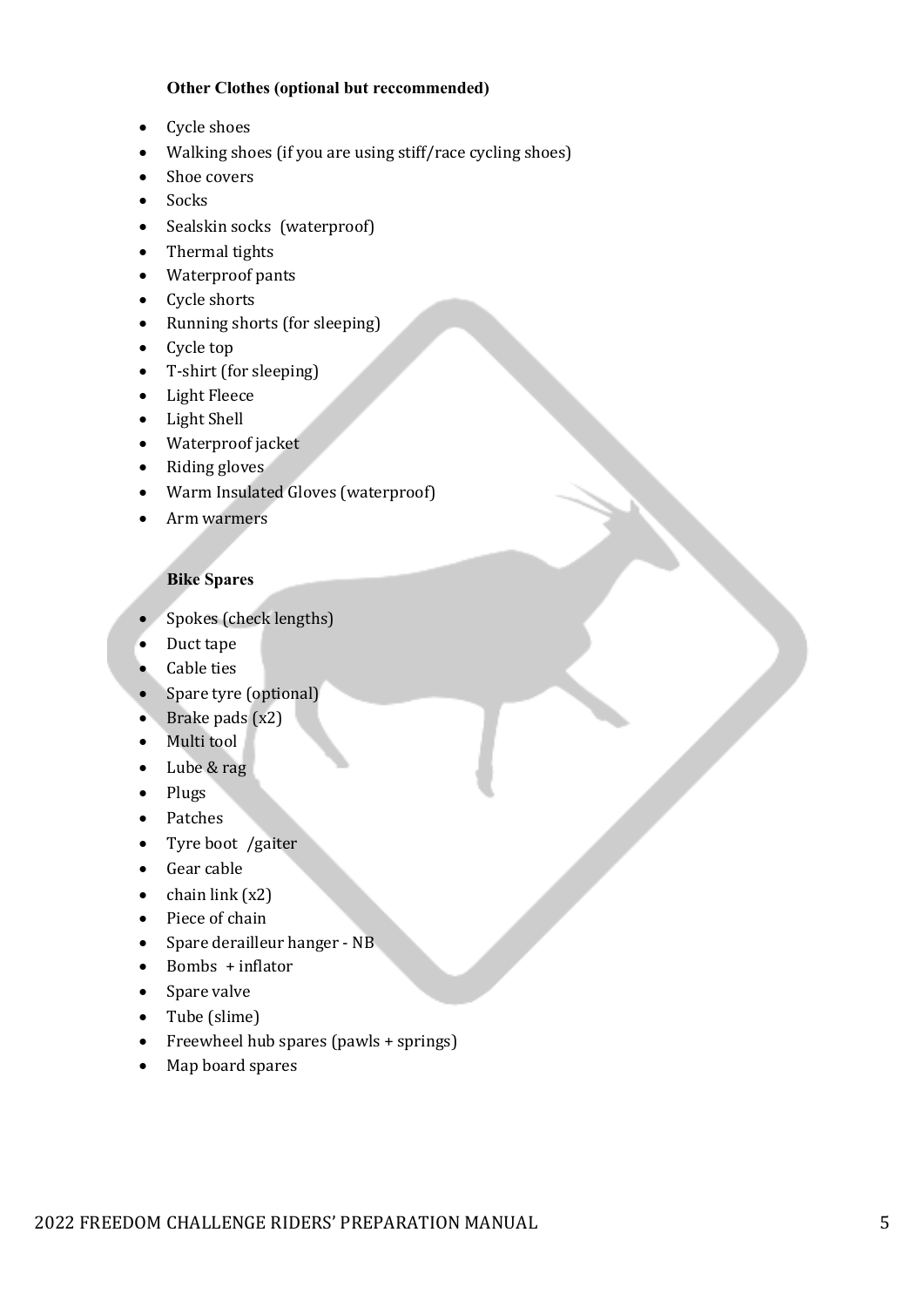### Other Clothes (optional but reccommended)

- Cycle shoes
- Walking shoes (if you are using stiff/race cycling shoes)
- Shoe covers
- Socks
- Sealskin socks (waterproof)
- Thermal tights
- Waterproof pants
- Cycle shorts
- Running shorts (for sleeping)
- Cycle top
- T-shirt (for sleeping)
- Light Fleece
- Light Shell
- Waterproof jacket
- Riding gloves
- Warm Insulated Gloves (waterproof)
- Arm warmers

### Bike Spares

- Spokes (check lengths)
- Duct tape
- Cable ties
- Spare tyre (optional)
- Brake pads (x2)
- Multi tool
- Lube & rag
- Plugs
- Patches
- Tyre boot /gaiter
- Gear cable
- chain link (x2)
- Piece of chain
- Spare derailleur hanger - NB
- Bombs + inflator
- Spare valve
- Tube (slime)
- Freewheel hub spares (pawls + springs)
- Map board spares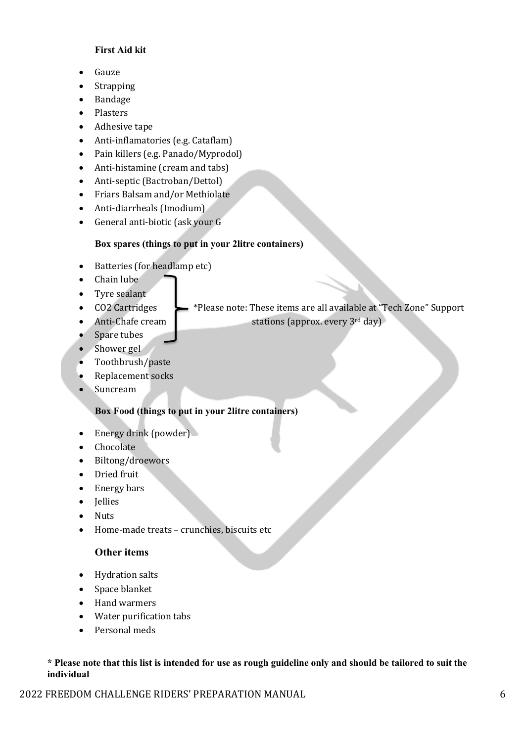### First Aid kit

- Gauze
- Strapping
- Bandage
- Plasters
- Adhesive tape
- Anti-inflamatories (e.g. Cataflam)
- Pain killers (e.g. Panado/Myprodol)
- Anti-histamine (cream and tabs)
- Anti-septic (Bactroban/Dettol)
- Friars Balsam and/or Methiolate
- Anti-diarrheals (Imodium)
- General anti-biotic (ask your G

### Box spares (things to put in your 2litre containers)

- Batteries (for headlamp etc)
- Chain lube
- Tyre sealant
- CO2 Cartridges
- Anti-Chafe cream
- Spare tubes
- Shower gel
- Toothbrush/paste
- Replacement socks
- Suncream

*Please note: These items (Chain lube, Tyre sealant, CO2 Cartridges, Anti-Chafe cream, Spare tubes) are all available at "Tech Zone" Support stations (approx. every 3rd day)

### Box Food (things to put in your 2litre containers)

- Energy drink (powder)
- Chocolate
- Biltong/droewors
- Dried fruit
- Energy bars
- Jellies
- Nuts
- Home-made treats – crunchies, biscuits etc

### Other items

- Hydration salts
- Space blanket
- Hand warmers
- Water purification tabs
- Personal meds

**\* Please note that this list is intended for use as rough guideline only and should be tailored to suit the individual**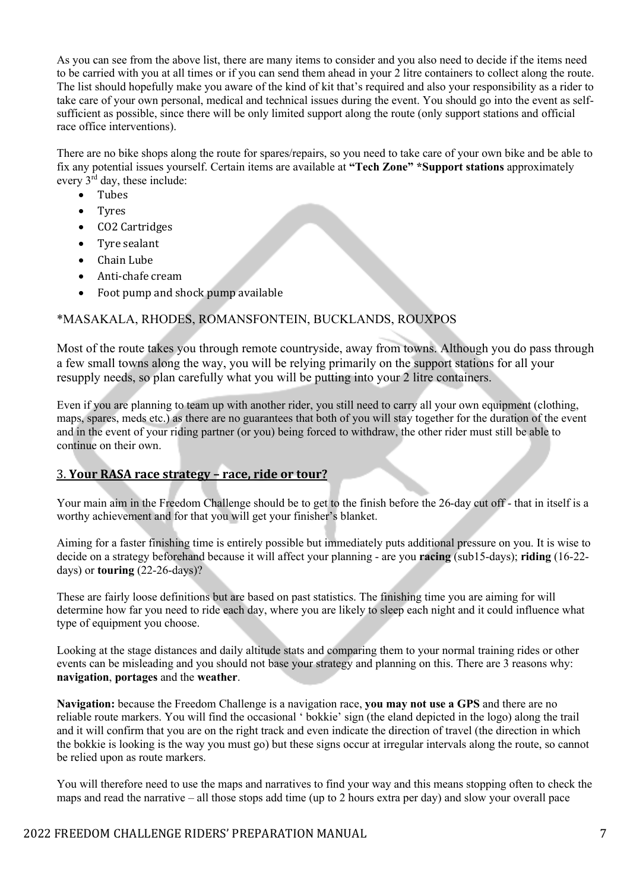As you can see from the above list, there are many items to consider and you also need to decide if the items need to be carried with you at all times or if you can send them ahead in your 2 litre containers to collect along the route. The list should hopefully make you aware of the kind of kit that's required and also your responsibility as a rider to take care of your own personal, medical and technical issues during the event. You should go into the event as self-sufficient as possible, since there will be only limited support along the route (only support stations and official race office interventions).

There are no bike shops along the route for spares/repairs, so you need to take care of your own bike and be able to fix any potential issues yourself. Certain items are available at **"Tech Zone" *Support stations** approximately every 3rd day, these include:

- Tubes
- Tyres
- CO2 Cartridges
- Tyre sealant
- Chain Lube
- Anti-chafe cream
- Foot pump and shock pump available

*MASAKALA, RHODES, ROMANSFONTEIN, BUCKLANDS, ROUXPOS

Most of the route takes you through remote countryside, away from towns. Although you do pass through a few small towns along the way, you will be relying primarily on the support stations for all your resupply needs, so plan carefully what you will be putting into your 2 litre containers.

Even if you are planning to team up with another rider, you still need to carry all your own equipment (clothing, maps, spares, meds etc.) as there are no guarantees that both of you will stay together for the duration of the event and in the event of your riding partner (or you) being forced to withdraw, the other rider must still be able to continue on their own.

## 3. Your RASA race strategy – race, ride or tour?

Your main aim in the Freedom Challenge should be to get to the finish before the 26-day cut off - that in itself is a worthy achievement and for that you will get your finisher's blanket.

Aiming for a faster finishing time is entirely possible but immediately puts additional pressure on you. It is wise to decide on a strategy beforehand because it will affect your planning - are you **racing** (sub15-days); **riding** (16-22-days) or **touring** (22-26-days)?

These are fairly loose definitions but are based on past statistics. The finishing time you are aiming for will determine how far you need to ride each day, where you are likely to sleep each night and it could influence what type of equipment you choose.

Looking at the stage distances and daily altitude stats and comparing them to your normal training rides or other events can be misleading and you should not base your strategy and planning on this. There are 3 reasons why: **navigation**, **portages** and the **weather**.

**Navigation:** because the Freedom Challenge is a navigation race, **you may not use a GPS** and there are no reliable route markers. You will find the occasional ' bokkie' sign (the eland depicted in the logo) along the trail and it will confirm that you are on the right track and even indicate the direction of travel (the direction in which the bokkie is looking is the way you must go) but these signs occur at irregular intervals along the route, so cannot be relied upon as route markers.

You will therefore need to use the maps and narratives to find your way and this means stopping often to check the maps and read the narrative – all those stops add time (up to 2 hours extra per day) and slow your overall pace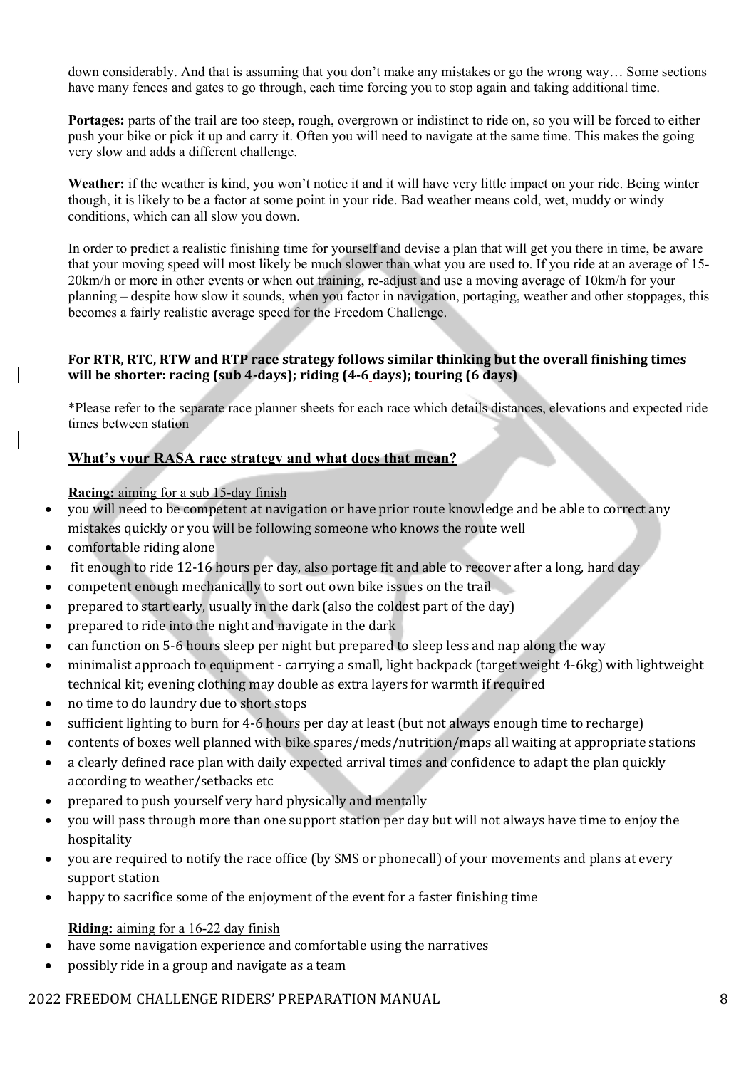down considerably. And that is assuming that you don't make any mistakes or go the wrong way… Some sections have many fences and gates to go through, each time forcing you to stop again and taking additional time.

**Portages:** parts of the trail are too steep, rough, overgrown or indistinct to ride on, so you will be forced to either push your bike or pick it up and carry it. Often you will need to navigate at the same time. This makes the going very slow and adds a different challenge.

**Weather:** if the weather is kind, you won't notice it and it will have very little impact on your ride. Being winter though, it is likely to be a factor at some point in your ride. Bad weather means cold, wet, muddy or windy conditions, which can all slow you down.

In order to predict a realistic finishing time for yourself and devise a plan that will get you there in time, be aware that your moving speed will most likely be much slower than what you are used to. If you ride at an average of 15-20km/h or more in other events or when out training, re-adjust and use a moving average of 10km/h for your planning – despite how slow it sounds, when you factor in navigation, portaging, weather and other stoppages, this becomes a fairly realistic average speed for the Freedom Challenge.

**For RTR, RTC, RTW and RTP race strategy follows similar thinking but the overall finishing times will be shorter: racing (sub 4-days); riding (4-6 days); touring (6 days)**

*Please refer to the separate race planner sheets for each race which details distances, elevations and expected ride times between station

## What's your RASA race strategy and what does that mean?

**Racing:** aiming for a sub 15-day finish

- you will need to be competent at navigation or have prior route knowledge and be able to correct any mistakes quickly or you will be following someone who knows the route well
- comfortable riding alone
- fit enough to ride 12-16 hours per day, also portage fit and able to recover after a long, hard day
- competent enough mechanically to sort out own bike issues on the trail
- prepared to start early, usually in the dark (also the coldest part of the day)
- prepared to ride into the night and navigate in the dark
- can function on 5-6 hours sleep per night but prepared to sleep less and nap along the way
- minimalist approach to equipment - carrying a small, light backpack (target weight 4-6kg) with lightweight technical kit; evening clothing may double as extra layers for warmth if required
- no time to do laundry due to short stops
- sufficient lighting to burn for 4-6 hours per day at least (but not always enough time to recharge)
- contents of boxes well planned with bike spares/meds/nutrition/maps all waiting at appropriate stations
- a clearly defined race plan with daily expected arrival times and confidence to adapt the plan quickly according to weather/setbacks etc
- prepared to push yourself very hard physically and mentally
- you will pass through more than one support station per day but will not always have time to enjoy the hospitality
- you are required to notify the race office (by SMS or phonecall) of your movements and plans at every support station
- happy to sacrifice some of the enjoyment of the event for a faster finishing time

**Riding:** aiming for a 16-22 day finish

- have some navigation experience and comfortable using the narratives
- possibly ride in a group and navigate as a team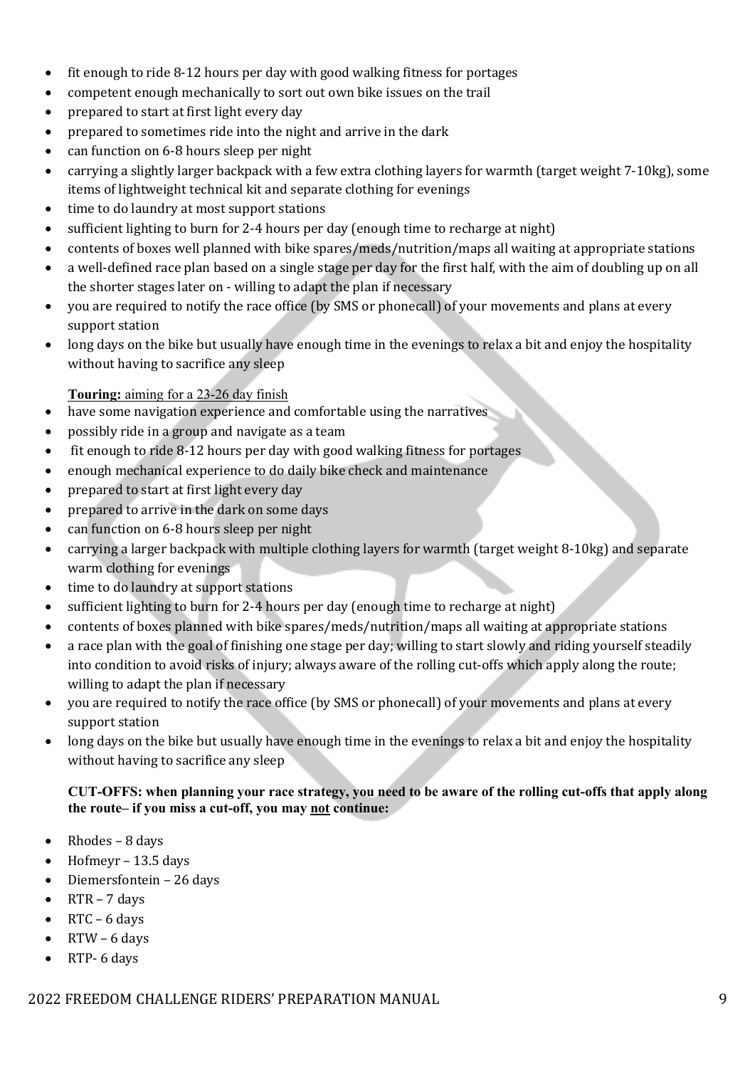- fit enough to ride 8-12 hours per day with good walking fitness for portages
- competent enough mechanically to sort out own bike issues on the trail
- prepared to start at first light every day
- prepared to sometimes ride into the night and arrive in the dark
- can function on 6-8 hours sleep per night
- carrying a slightly larger backpack with a few extra clothing layers for warmth (target weight 7-10kg), some items of lightweight technical kit and separate clothing for evenings
- time to do laundry at most support stations
- sufficient lighting to burn for 2-4 hours per day (enough time to recharge at night)
- contents of boxes well planned with bike spares/meds/nutrition/maps all waiting at appropriate stations
- a well-defined race plan based on a single stage per day for the first half, with the aim of doubling up on all the shorter stages later on - willing to adapt the plan if necessary
- you are required to notify the race office (by SMS or phonecall) of your movements and plans at every support station
- long days on the bike but usually have enough time in the evenings to relax a bit and enjoy the hospitality without having to sacrifice any sleep

**Touring:** aiming for a 23-26 day finish

- have some navigation experience and comfortable using the narratives
- possibly ride in a group and navigate as a team
- fit enough to ride 8-12 hours per day with good walking fitness for portages
- enough mechanical experience to do daily bike check and maintenance
- prepared to start at first light every day
- prepared to arrive in the dark on some days
- can function on 6-8 hours sleep per night
- carrying a larger backpack with multiple clothing layers for warmth (target weight 8-10kg) and separate warm clothing for evenings
- time to do laundry at support stations
- sufficient lighting to burn for 2-4 hours per day (enough time to recharge at night)
- contents of boxes planned with bike spares/meds/nutrition/maps all waiting at appropriate stations
- a race plan with the goal of finishing one stage per day; willing to start slowly and riding yourself steadily into condition to avoid risks of injury; always aware of the rolling cut-offs which apply along the route; willing to adapt the plan if necessary
- you are required to notify the race office (by SMS or phonecall) of your movements and plans at every support station
- long days on the bike but usually have enough time in the evenings to relax a bit and enjoy the hospitality without having to sacrifice any sleep

**CUT-OFFS: when planning your race strategy, you need to be aware of the rolling cut-offs that apply along the route– if you miss a cut-off, you may <u>not</u> continue:**

- Rhodes – 8 days
- Hofmeyr – 13.5 days
- Diemersfontein – 26 days
- RTR – 7 days
- RTC – 6 days
- RTW – 6 days
- RTP- 6 days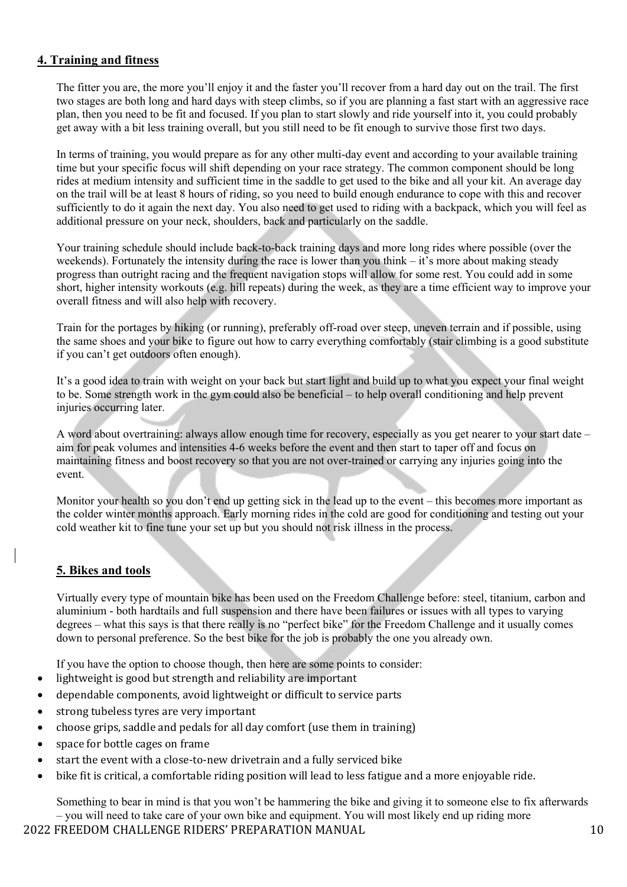## 4. Training and fitness

The fitter you are, the more you'll enjoy it and the faster you'll recover from a hard day out on the trail. The first two stages are both long and hard days with steep climbs, so if you are planning a fast start with an aggressive race plan, then you need to be fit and focused. If you plan to start slowly and ride yourself into it, you could probably get away with a bit less training overall, but you still need to be fit enough to survive those first two days.

In terms of training, you would prepare as for any other multi-day event and according to your available training time but your specific focus will shift depending on your race strategy. The common component should be long rides at medium intensity and sufficient time in the saddle to get used to the bike and all your kit. An average day on the trail will be at least 8 hours of riding, so you need to build enough endurance to cope with this and recover sufficiently to do it again the next day. You also need to get used to riding with a backpack, which you will feel as additional pressure on your neck, shoulders, back and particularly on the saddle.

Your training schedule should include back-to-back training days and more long rides where possible (over the weekends). Fortunately the intensity during the race is lower than you think – it's more about making steady progress than outright racing and the frequent navigation stops will allow for some rest. You could add in some short, higher intensity workouts (e.g. hill repeats) during the week, as they are a time efficient way to improve your overall fitness and will also help with recovery.

Train for the portages by hiking (or running), preferably off-road over steep, uneven terrain and if possible, using the same shoes and your bike to figure out how to carry everything comfortably (stair climbing is a good substitute if you can't get outdoors often enough).

It's a good idea to train with weight on your back but start light and build up to what you expect your final weight to be. Some strength work in the gym could also be beneficial – to help overall conditioning and help prevent injuries occurring later.

A word about overtraining: always allow enough time for recovery, especially as you get nearer to your start date – aim for peak volumes and intensities 4-6 weeks before the event and then start to taper off and focus on maintaining fitness and boost recovery so that you are not over-trained or carrying any injuries going into the event.

Monitor your health so you don't end up getting sick in the lead up to the event – this becomes more important as the colder winter months approach. Early morning rides in the cold are good for conditioning and testing out your cold weather kit to fine tune your set up but you should not risk illness in the process.

## 5. Bikes and tools

Virtually every type of mountain bike has been used on the Freedom Challenge before: steel, titanium, carbon and aluminium - both hardtails and full suspension and there have been failures or issues with all types to varying degrees – what this says is that there really is no "perfect bike" for the Freedom Challenge and it usually comes down to personal preference. So the best bike for the job is probably the one you already own.

If you have the option to choose though, then here are some points to consider:

- lightweight is good but strength and reliability are important
- dependable components, avoid lightweight or difficult to service parts
- strong tubeless tyres are very important
- choose grips, saddle and pedals for all day comfort (use them in training)
- space for bottle cages on frame
- start the event with a close-to-new drivetrain and a fully serviced bike
- bike fit is critical, a comfortable riding position will lead to less fatigue and a more enjoyable ride.

Something to bear in mind is that you won't be hammering the bike and giving it to someone else to fix afterwards – you will need to take care of your own bike and equipment. You will most likely end up riding more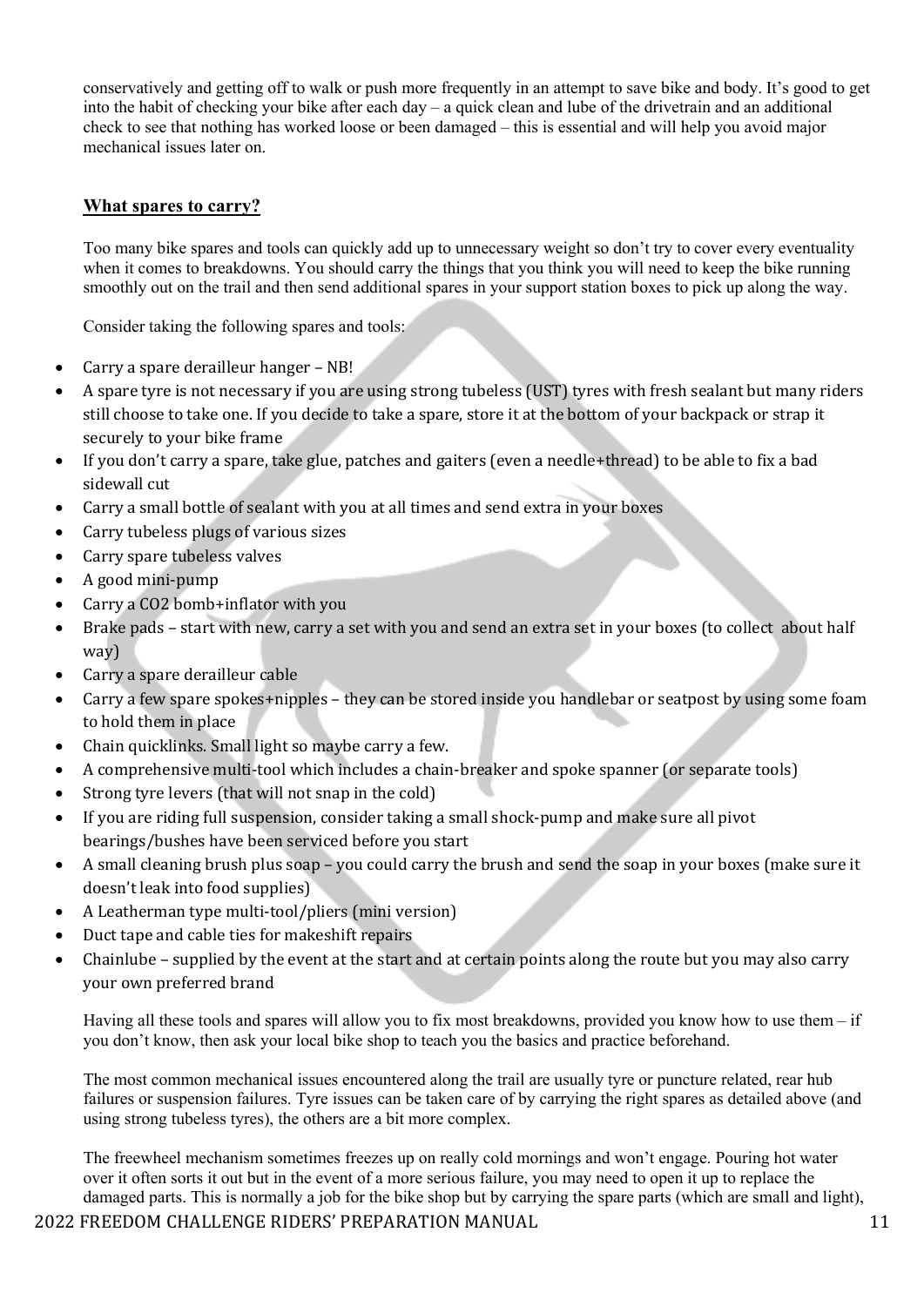conservatively and getting off to walk or push more frequently in an attempt to save bike and body. It's good to get into the habit of checking your bike after each day – a quick clean and lube of the drivetrain and an additional check to see that nothing has worked loose or been damaged – this is essential and will help you avoid major mechanical issues later on.

## What spares to carry?

Too many bike spares and tools can quickly add up to unnecessary weight so don't try to cover every eventuality when it comes to breakdowns. You should carry the things that you think you will need to keep the bike running smoothly out on the trail and then send additional spares in your support station boxes to pick up along the way.

Consider taking the following spares and tools:

- Carry a spare derailleur hanger – NB!
- A spare tyre is not necessary if you are using strong tubeless (UST) tyres with fresh sealant but many riders still choose to take one. If you decide to take a spare, store it at the bottom of your backpack or strap it securely to your bike frame
- If you don't carry a spare, take glue, patches and gaiters (even a needle+thread) to be able to fix a bad sidewall cut
- Carry a small bottle of sealant with you at all times and send extra in your boxes
- Carry tubeless plugs of various sizes
- Carry spare tubeless valves
- A good mini-pump
- Carry a CO2 bomb+inflator with you
- Brake pads – start with new, carry a set with you and send an extra set in your boxes (to collect about half way)
- Carry a spare derailleur cable
- Carry a few spare spokes+nipples – they can be stored inside you handlebar or seatpost by using some foam to hold them in place
- Chain quicklinks. Small light so maybe carry a few.
- A comprehensive multi-tool which includes a chain-breaker and spoke spanner (or separate tools)
- Strong tyre levers (that will not snap in the cold)
- If you are riding full suspension, consider taking a small shock-pump and make sure all pivot bearings/bushes have been serviced before you start
- A small cleaning brush plus soap – you could carry the brush and send the soap in your boxes (make sure it doesn't leak into food supplies)
- A Leatherman type multi-tool/pliers (mini version)
- Duct tape and cable ties for makeshift repairs
- Chainlube – supplied by the event at the start and at certain points along the route but you may also carry your own preferred brand

Having all these tools and spares will allow you to fix most breakdowns, provided you know how to use them – if you don't know, then ask your local bike shop to teach you the basics and practice beforehand.

The most common mechanical issues encountered along the trail are usually tyre or puncture related, rear hub failures or suspension failures. Tyre issues can be taken care of by carrying the right spares as detailed above (and using strong tubeless tyres), the others are a bit more complex.

The freewheel mechanism sometimes freezes up on really cold mornings and won't engage. Pouring hot water over it often sorts it out but in the event of a more serious failure, you may need to open it up to replace the damaged parts. This is normally a job for the bike shop but by carrying the spare parts (which are small and light),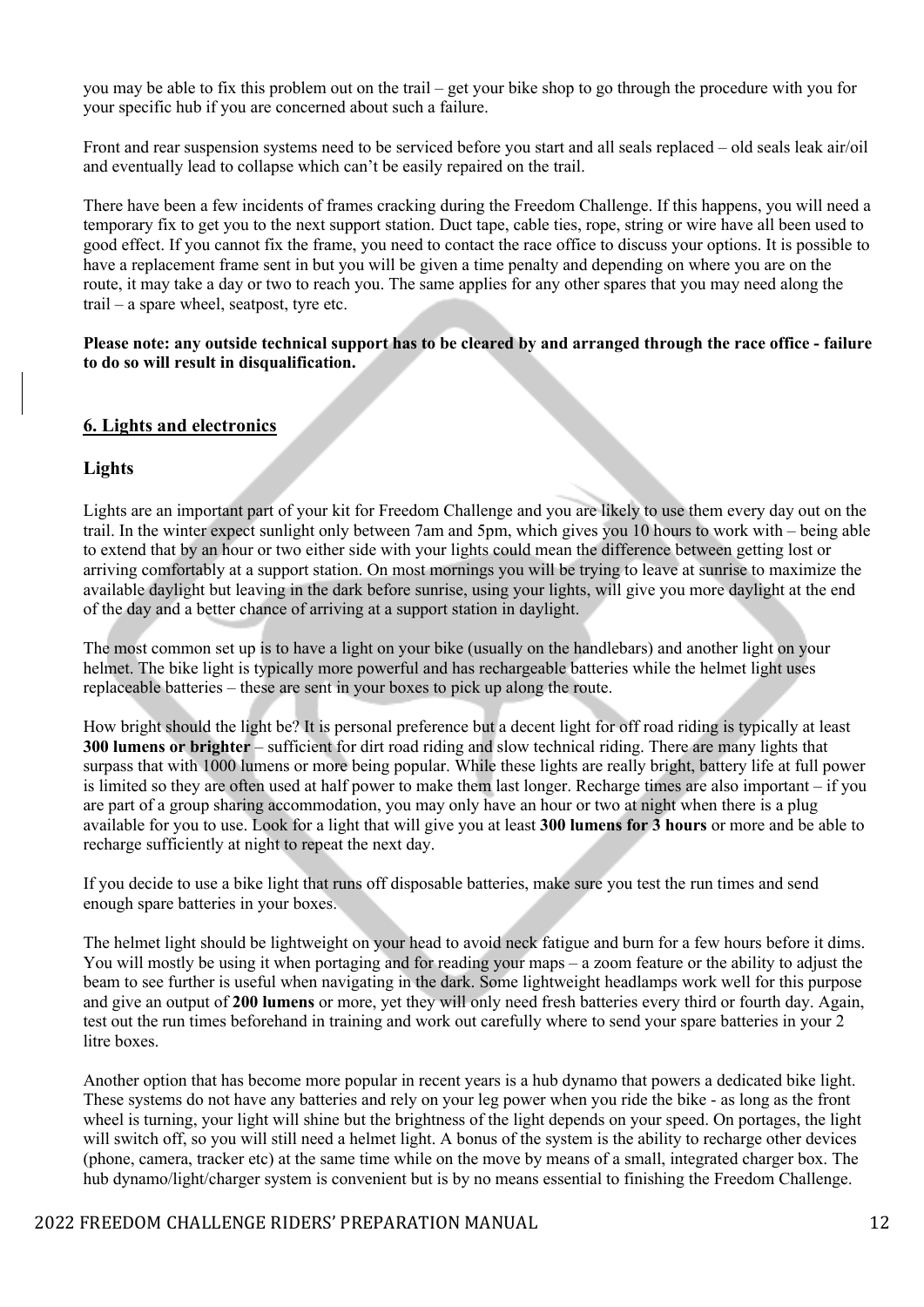you may be able to fix this problem out on the trail – get your bike shop to go through the procedure with you for your specific hub if you are concerned about such a failure.

Front and rear suspension systems need to be serviced before you start and all seals replaced – old seals leak air/oil and eventually lead to collapse which can't be easily repaired on the trail.

There have been a few incidents of frames cracking during the Freedom Challenge. If this happens, you will need a temporary fix to get you to the next support station. Duct tape, cable ties, rope, string or wire have all been used to good effect. If you cannot fix the frame, you need to contact the race office to discuss your options. It is possible to have a replacement frame sent in but you will be given a time penalty and depending on where you are on the route, it may take a day or two to reach you. The same applies for any other spares that you may need along the trail – a spare wheel, seatpost, tyre etc.

**Please note: any outside technical support has to be cleared by and arranged through the race office - failure to do so will result in disqualification.**

## 6. Lights and electronics

### Lights

Lights are an important part of your kit for Freedom Challenge and you are likely to use them every day out on the trail. In the winter expect sunlight only between 7am and 5pm, which gives you 10 hours to work with – being able to extend that by an hour or two either side with your lights could mean the difference between getting lost or arriving comfortably at a support station. On most mornings you will be trying to leave at sunrise to maximize the available daylight but leaving in the dark before sunrise, using your lights, will give you more daylight at the end of the day and a better chance of arriving at a support station in daylight.

The most common set up is to have a light on your bike (usually on the handlebars) and another light on your helmet. The bike light is typically more powerful and has rechargeable batteries while the helmet light uses replaceable batteries – these are sent in your boxes to pick up along the route.

How bright should the light be? It is personal preference but a decent light for off road riding is typically at least **300 lumens or brighter** – sufficient for dirt road riding and slow technical riding. There are many lights that surpass that with 1000 lumens or more being popular. While these lights are really bright, battery life at full power is limited so they are often used at half power to make them last longer. Recharge times are also important – if you are part of a group sharing accommodation, you may only have an hour or two at night when there is a plug available for you to use. Look for a light that will give you at least **300 lumens for 3 hours** or more and be able to recharge sufficiently at night to repeat the next day.

If you decide to use a bike light that runs off disposable batteries, make sure you test the run times and send enough spare batteries in your boxes.

The helmet light should be lightweight on your head to avoid neck fatigue and burn for a few hours before it dims. You will mostly be using it when portaging and for reading your maps – a zoom feature or the ability to adjust the beam to see further is useful when navigating in the dark. Some lightweight headlamps work well for this purpose and give an output of **200 lumens** or more, yet they will only need fresh batteries every third or fourth day. Again, test out the run times beforehand in training and work out carefully where to send your spare batteries in your 2 litre boxes.

Another option that has become more popular in recent years is a hub dynamo that powers a dedicated bike light. These systems do not have any batteries and rely on your leg power when you ride the bike - as long as the front wheel is turning, your light will shine but the brightness of the light depends on your speed. On portages, the light will switch off, so you will still need a helmet light. A bonus of the system is the ability to recharge other devices (phone, camera, tracker etc) at the same time while on the move by means of a small, integrated charger box. The hub dynamo/light/charger system is convenient but is by no means essential to finishing the Freedom Challenge.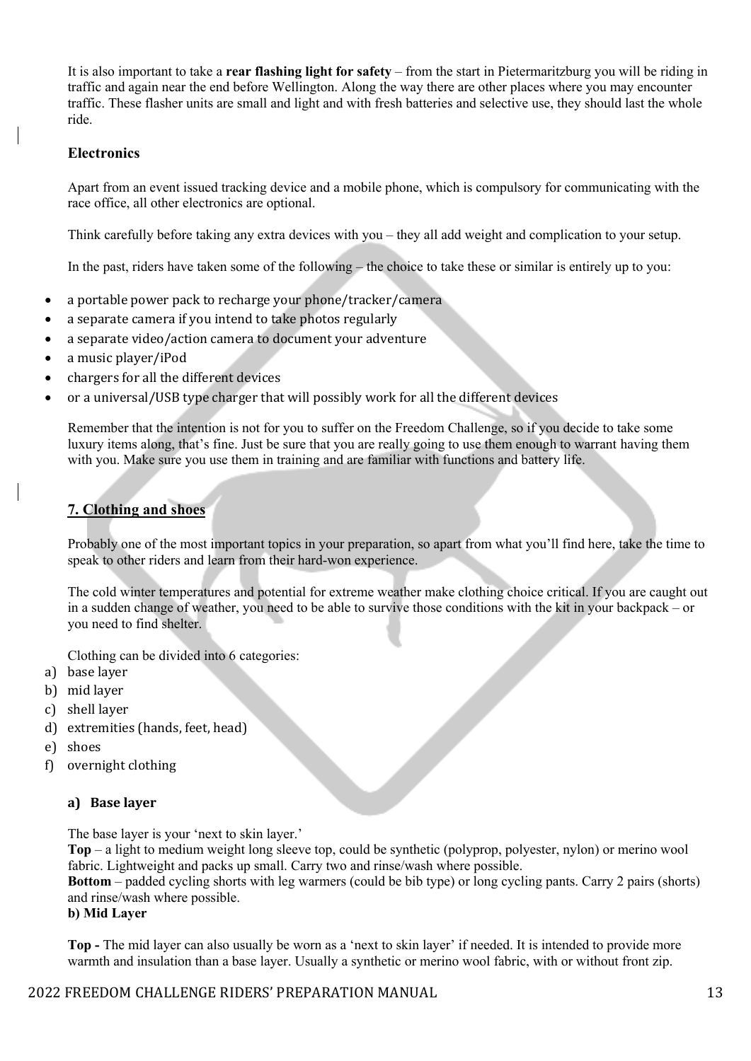It is also important to take a **rear flashing light for safety** – from the start in Pietermaritzburg you will be riding in traffic and again near the end before Wellington. Along the way there are other places where you may encounter traffic. These flasher units are small and light and with fresh batteries and selective use, they should last the whole ride.

### Electronics

Apart from an event issued tracking device and a mobile phone, which is compulsory for communicating with the race office, all other electronics are optional.

Think carefully before taking any extra devices with you – they all add weight and complication to your setup.

In the past, riders have taken some of the following – the choice to take these or similar is entirely up to you:

- a portable power pack to recharge your phone/tracker/camera
- a separate camera if you intend to take photos regularly
- a separate video/action camera to document your adventure
- a music player/iPod
- chargers for all the different devices
- or a universal/USB type charger that will possibly work for all the different devices

Remember that the intention is not for you to suffer on the Freedom Challenge, so if you decide to take some luxury items along, that's fine. Just be sure that you are really going to use them enough to warrant having them with you. Make sure you use them in training and are familiar with functions and battery life.

## 7. Clothing and shoes

Probably one of the most important topics in your preparation, so apart from what you'll find here, take the time to speak to other riders and learn from their hard-won experience.

The cold winter temperatures and potential for extreme weather make clothing choice critical. If you are caught out in a sudden change of weather, you need to be able to survive those conditions with the kit in your backpack – or you need to find shelter.

Clothing can be divided into 6 categories:

a) base layer
b) mid layer
c) shell layer
d) extremities (hands, feet, head)
e) shoes
f) overnight clothing

### a) Base layer

The base layer is your 'next to skin layer.'

**Top** – a light to medium weight long sleeve top, could be synthetic (polyprop, polyester, nylon) or merino wool fabric. Lightweight and packs up small. Carry two and rinse/wash where possible.

**Bottom** – padded cycling shorts with leg warmers (could be bib type) or long cycling pants. Carry 2 pairs (shorts) and rinse/wash where possible.

### b) Mid Layer

**Top -** The mid layer can also usually be worn as a 'next to skin layer' if needed. It is intended to provide more warmth and insulation than a base layer. Usually a synthetic or merino wool fabric, with or without front zip.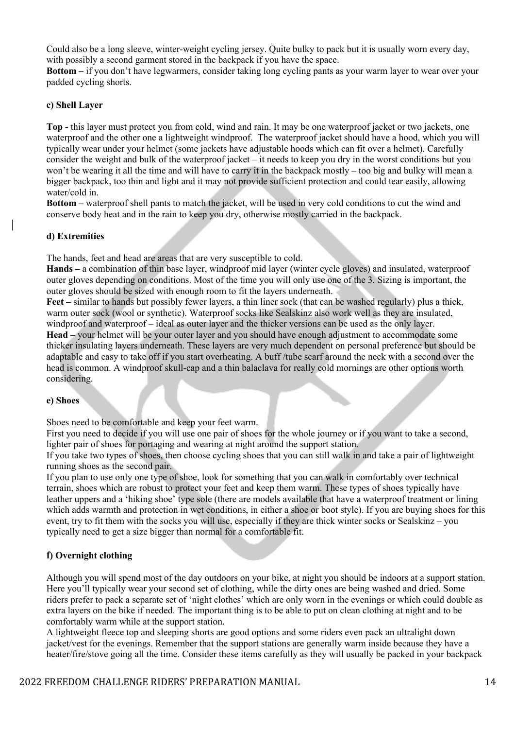Could also be a long sleeve, winter-weight cycling jersey. Quite bulky to pack but it is usually worn every day, with possibly a second garment stored in the backpack if you have the space.

**Bottom –** if you don't have legwarmers, consider taking long cycling pants as your warm layer to wear over your padded cycling shorts.

### c) Shell Layer

**Top -** this layer must protect you from cold, wind and rain. It may be one waterproof jacket or two jackets, one waterproof and the other one a lightweight windproof. The waterproof jacket should have a hood, which you will typically wear under your helmet (some jackets have adjustable hoods which can fit over a helmet). Carefully consider the weight and bulk of the waterproof jacket – it needs to keep you dry in the worst conditions but you won't be wearing it all the time and will have to carry it in the backpack mostly – too big and bulky will mean a bigger backpack, too thin and light and it may not provide sufficient protection and could tear easily, allowing water/cold in.

**Bottom –** waterproof shell pants to match the jacket, will be used in very cold conditions to cut the wind and conserve body heat and in the rain to keep you dry, otherwise mostly carried in the backpack.

### d) Extremities

The hands, feet and head are areas that are very susceptible to cold.

**Hands –** a combination of thin base layer, windproof mid layer (winter cycle gloves) and insulated, waterproof outer gloves depending on conditions. Most of the time you will only use one of the 3. Sizing is important, the outer gloves should be sized with enough room to fit the layers underneath.

**Feet –** similar to hands but possibly fewer layers, a thin liner sock (that can be washed regularly) plus a thick, warm outer sock (wool or synthetic). Waterproof socks like Sealskinz also work well as they are insulated, windproof and waterproof – ideal as outer layer and the thicker versions can be used as the only layer.

**Head –** your helmet will be your outer layer and you should have enough adjustment to accommodate some thicker insulating layers underneath. These layers are very much dependent on personal preference but should be adaptable and easy to take off if you start overheating. A buff /tube scarf around the neck with a second over the head is common. A windproof skull-cap and a thin balaclava for really cold mornings are other options worth considering.

### e) Shoes

Shoes need to be comfortable and keep your feet warm.

First you need to decide if you will use one pair of shoes for the whole journey or if you want to take a second, lighter pair of shoes for portaging and wearing at night around the support station.

If you take two types of shoes, then choose cycling shoes that you can still walk in and take a pair of lightweight running shoes as the second pair.

If you plan to use only one type of shoe, look for something that you can walk in comfortably over technical terrain, shoes which are robust to protect your feet and keep them warm. These types of shoes typically have leather uppers and a 'hiking shoe' type sole (there are models available that have a waterproof treatment or lining which adds warmth and protection in wet conditions, in either a shoe or boot style). If you are buying shoes for this event, try to fit them with the socks you will use, especially if they are thick winter socks or Sealskinz – you typically need to get a size bigger than normal for a comfortable fit.

### f) Overnight clothing

Although you will spend most of the day outdoors on your bike, at night you should be indoors at a support station. Here you'll typically wear your second set of clothing, while the dirty ones are being washed and dried. Some riders prefer to pack a separate set of 'night clothes' which are only worn in the evenings or which could double as extra layers on the bike if needed. The important thing is to be able to put on clean clothing at night and to be comfortably warm while at the support station.

A lightweight fleece top and sleeping shorts are good options and some riders even pack an ultralight down jacket/vest for the evenings. Remember that the support stations are generally warm inside because they have a heater/fire/stove going all the time. Consider these items carefully as they will usually be packed in your backpack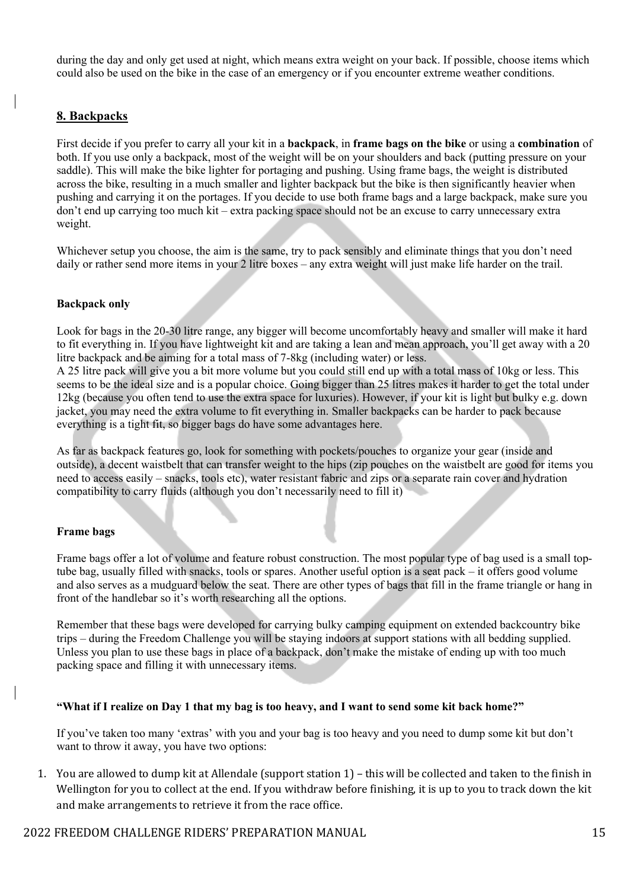during the day and only get used at night, which means extra weight on your back. If possible, choose items which could also be used on the bike in the case of an emergency or if you encounter extreme weather conditions.

## 8. Backpacks

First decide if you prefer to carry all your kit in a **backpack**, in **frame bags on the bike** or using a **combination** of both. If you use only a backpack, most of the weight will be on your shoulders and back (putting pressure on your saddle). This will make the bike lighter for portaging and pushing. Using frame bags, the weight is distributed across the bike, resulting in a much smaller and lighter backpack but the bike is then significantly heavier when pushing and carrying it on the portages. If you decide to use both frame bags and a large backpack, make sure you don't end up carrying too much kit – extra packing space should not be an excuse to carry unnecessary extra weight.

Whichever setup you choose, the aim is the same, try to pack sensibly and eliminate things that you don't need daily or rather send more items in your 2 litre boxes – any extra weight will just make life harder on the trail.

### Backpack only

Look for bags in the 20-30 litre range, any bigger will become uncomfortably heavy and smaller will make it hard to fit everything in. If you have lightweight kit and are taking a lean and mean approach, you'll get away with a 20 litre backpack and be aiming for a total mass of 7-8kg (including water) or less.
A 25 litre pack will give you a bit more volume but you could still end up with a total mass of 10kg or less. This seems to be the ideal size and is a popular choice. Going bigger than 25 litres makes it harder to get the total under 12kg (because you often tend to use the extra space for luxuries). However, if your kit is light but bulky e.g. down jacket, you may need the extra volume to fit everything in. Smaller backpacks can be harder to pack because everything is a tight fit, so bigger bags do have some advantages here.

As far as backpack features go, look for something with pockets/pouches to organize your gear (inside and outside), a decent waistbelt that can transfer weight to the hips (zip pouches on the waistbelt are good for items you need to access easily – snacks, tools etc), water resistant fabric and zips or a separate rain cover and hydration compatibility to carry fluids (although you don't necessarily need to fill it)

### Frame bags

Frame bags offer a lot of volume and feature robust construction. The most popular type of bag used is a small top-tube bag, usually filled with snacks, tools or spares. Another useful option is a seat pack – it offers good volume and also serves as a mudguard below the seat. There are other types of bags that fill in the frame triangle or hang in front of the handlebar so it's worth researching all the options.

Remember that these bags were developed for carrying bulky camping equipment on extended backcountry bike trips – during the Freedom Challenge you will be staying indoors at support stations with all bedding supplied. Unless you plan to use these bags in place of a backpack, don't make the mistake of ending up with too much packing space and filling it with unnecessary items.

### "What if I realize on Day 1 that my bag is too heavy, and I want to send some kit back home?"

If you've taken too many 'extras' with you and your bag is too heavy and you need to dump some kit but don't want to throw it away, you have two options:

1. You are allowed to dump kit at Allendale (support station 1) – this will be collected and taken to the finish in Wellington for you to collect at the end. If you withdraw before finishing, it is up to you to track down the kit and make arrangements to retrieve it from the race office.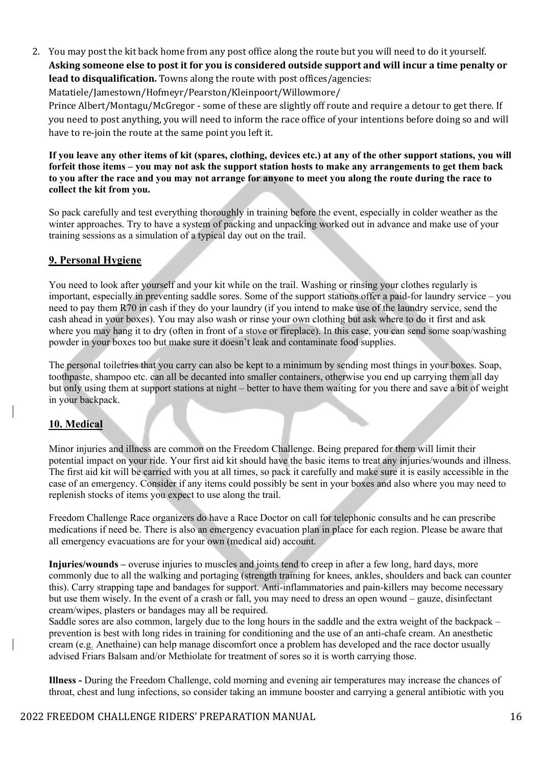2. You may post the kit back home from any post office along the route but you will need to do it yourself. **Asking someone else to post it for you is considered outside support and will incur a time penalty or lead to disqualification.** Towns along the route with post offices/agencies: Matatiele/Jamestown/Hofmeyr/Pearston/Kleinpoort/Willowmore/ Prince Albert/Montagu/McGregor - some of these are slightly off route and require a detour to get there. If you need to post anything, you will need to inform the race office of your intentions before doing so and will have to re-join the route at the same point you left it.

**If you leave any other items of kit (spares, clothing, devices etc.) at any of the other support stations, you will forfeit those items – you may not ask the support station hosts to make any arrangements to get them back to you after the race and you may not arrange for anyone to meet you along the route during the race to collect the kit from you.**

So pack carefully and test everything thoroughly in training before the event, especially in colder weather as the winter approaches. Try to have a system of packing and unpacking worked out in advance and make use of your training sessions as a simulation of a typical day out on the trail.

## 9. Personal Hygiene

You need to look after yourself and your kit while on the trail. Washing or rinsing your clothes regularly is important, especially in preventing saddle sores. Some of the support stations offer a paid-for laundry service – you need to pay them R70 in cash if they do your laundry (if you intend to make use of the laundry service, send the cash ahead in your boxes). You may also wash or rinse your own clothing but ask where to do it first and ask where you may hang it to dry (often in front of a stove or fireplace). In this case, you can send some soap/washing powder in your boxes too but make sure it doesn't leak and contaminate food supplies.

The personal toiletries that you carry can also be kept to a minimum by sending most things in your boxes. Soap, toothpaste, shampoo etc. can all be decanted into smaller containers, otherwise you end up carrying them all day but only using them at support stations at night – better to have them waiting for you there and save a bit of weight in your backpack.

## 10. Medical

Minor injuries and illness are common on the Freedom Challenge. Being prepared for them will limit their potential impact on your ride. Your first aid kit should have the basic items to treat any injuries/wounds and illness. The first aid kit will be carried with you at all times, so pack it carefully and make sure it is easily accessible in the case of an emergency. Consider if any items could possibly be sent in your boxes and also where you may need to replenish stocks of items you expect to use along the trail.

Freedom Challenge Race organizers do have a Race Doctor on call for telephonic consults and he can prescribe medications if need be. There is also an emergency evacuation plan in place for each region. Please be aware that all emergency evacuations are for your own (medical aid) account.

**Injuries/wounds –** overuse injuries to muscles and joints tend to creep in after a few long, hard days, more commonly due to all the walking and portaging (strength training for knees, ankles, shoulders and back can counter this). Carry strapping tape and bandages for support. Anti-inflammatories and pain-killers may become necessary but use them wisely. In the event of a crash or fall, you may need to dress an open wound – gauze, disinfectant cream/wipes, plasters or bandages may all be required.
Saddle sores are also common, largely due to the long hours in the saddle and the extra weight of the backpack – prevention is best with long rides in training for conditioning and the use of an anti-chafe cream. An anesthetic cream (e.g. Anethaine) can help manage discomfort once a problem has developed and the race doctor usually advised Friars Balsam and/or Methiolate for treatment of sores so it is worth carrying those.

**Illness -** During the Freedom Challenge, cold morning and evening air temperatures may increase the chances of throat, chest and lung infections, so consider taking an immune booster and carrying a general antibiotic with you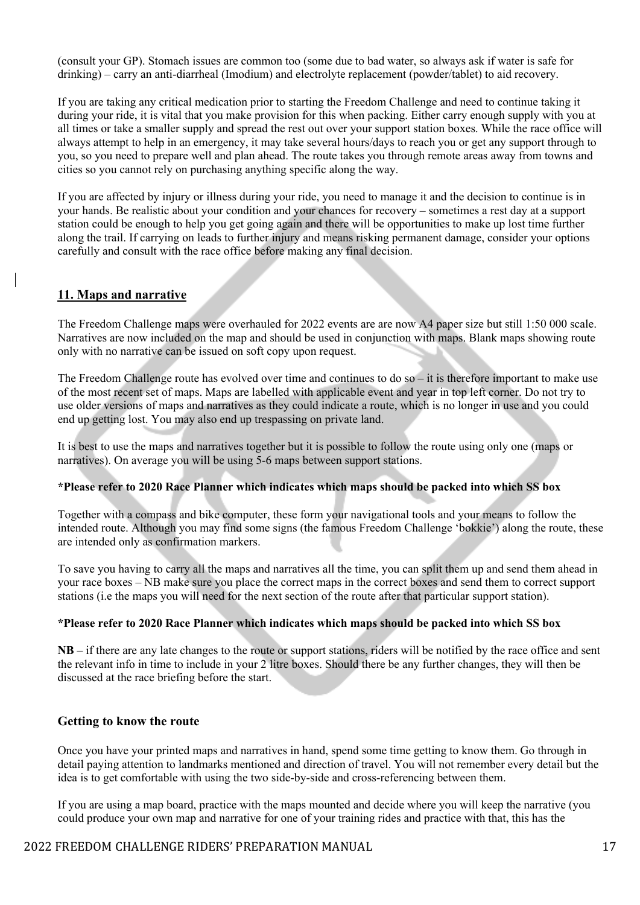(consult your GP). Stomach issues are common too (some due to bad water, so always ask if water is safe for drinking) – carry an anti-diarrheal (Imodium) and electrolyte replacement (powder/tablet) to aid recovery.

If you are taking any critical medication prior to starting the Freedom Challenge and need to continue taking it during your ride, it is vital that you make provision for this when packing. Either carry enough supply with you at all times or take a smaller supply and spread the rest out over your support station boxes. While the race office will always attempt to help in an emergency, it may take several hours/days to reach you or get any support through to you, so you need to prepare well and plan ahead. The route takes you through remote areas away from towns and cities so you cannot rely on purchasing anything specific along the way.

If you are affected by injury or illness during your ride, you need to manage it and the decision to continue is in your hands. Be realistic about your condition and your chances for recovery – sometimes a rest day at a support station could be enough to help you get going again and there will be opportunities to make up lost time further along the trail. If carrying on leads to further injury and means risking permanent damage, consider your options carefully and consult with the race office before making any final decision.

## 11. Maps and narrative

The Freedom Challenge maps were overhauled for 2022 events are are now A4 paper size but still 1:50 000 scale. Narratives are now included on the map and should be used in conjunction with maps. Blank maps showing route only with no narrative can be issued on soft copy upon request.

The Freedom Challenge route has evolved over time and continues to do so – it is therefore important to make use of the most recent set of maps. Maps are labelled with applicable event and year in top left corner. Do not try to use older versions of maps and narratives as they could indicate a route, which is no longer in use and you could end up getting lost. You may also end up trespassing on private land.

It is best to use the maps and narratives together but it is possible to follow the route using only one (maps or narratives). On average you will be using 5-6 maps between support stations.

**\*Please refer to 2020 Race Planner which indicates which maps should be packed into which SS box**

Together with a compass and bike computer, these form your navigational tools and your means to follow the intended route. Although you may find some signs (the famous Freedom Challenge 'bokkie') along the route, these are intended only as confirmation markers.

To save you having to carry all the maps and narratives all the time, you can split them up and send them ahead in your race boxes – NB make sure you place the correct maps in the correct boxes and send them to correct support stations (i.e the maps you will need for the next section of the route after that particular support station).

**\*Please refer to 2020 Race Planner which indicates which maps should be packed into which SS box**

**NB** – if there are any late changes to the route or support stations, riders will be notified by the race office and sent the relevant info in time to include in your 2 litre boxes. Should there be any further changes, they will then be discussed at the race briefing before the start.

### Getting to know the route

Once you have your printed maps and narratives in hand, spend some time getting to know them. Go through in detail paying attention to landmarks mentioned and direction of travel. You will not remember every detail but the idea is to get comfortable with using the two side-by-side and cross-referencing between them.

If you are using a map board, practice with the maps mounted and decide where you will keep the narrative (you could produce your own map and narrative for one of your training rides and practice with that, this has the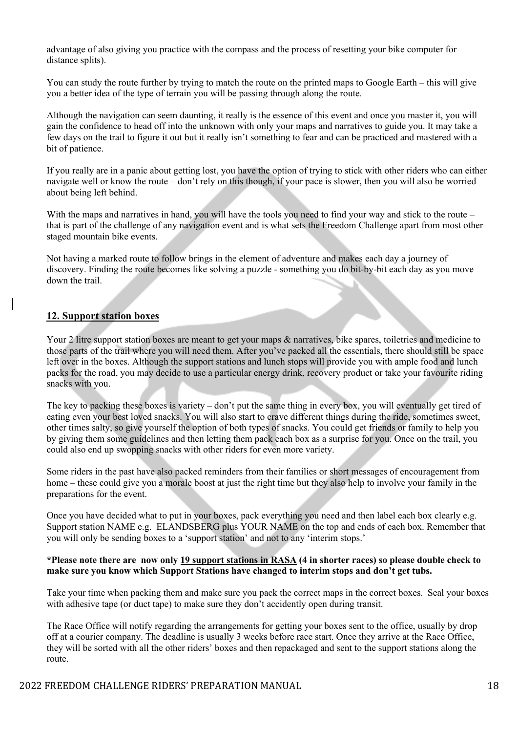advantage of also giving you practice with the compass and the process of resetting your bike computer for distance splits).

You can study the route further by trying to match the route on the printed maps to Google Earth – this will give you a better idea of the type of terrain you will be passing through along the route.

Although the navigation can seem daunting, it really is the essence of this event and once you master it, you will gain the confidence to head off into the unknown with only your maps and narratives to guide you. It may take a few days on the trail to figure it out but it really isn't something to fear and can be practiced and mastered with a bit of patience.

If you really are in a panic about getting lost, you have the option of trying to stick with other riders who can either navigate well or know the route – don't rely on this though, if your pace is slower, then you will also be worried about being left behind.

With the maps and narratives in hand, you will have the tools you need to find your way and stick to the route – that is part of the challenge of any navigation event and is what sets the Freedom Challenge apart from most other staged mountain bike events.

Not having a marked route to follow brings in the element of adventure and makes each day a journey of discovery. Finding the route becomes like solving a puzzle - something you do bit-by-bit each day as you move down the trail.

## 12. Support station boxes

Your 2 litre support station boxes are meant to get your maps & narratives, bike spares, toiletries and medicine to those parts of the trail where you will need them. After you've packed all the essentials, there should still be space left over in the boxes. Although the support stations and lunch stops will provide you with ample food and lunch packs for the road, you may decide to use a particular energy drink, recovery product or take your favourite riding snacks with you.

The key to packing these boxes is variety – don't put the same thing in every box, you will eventually get tired of eating even your best loved snacks. You will also start to crave different things during the ride, sometimes sweet, other times salty, so give yourself the option of both types of snacks. You could get friends or family to help you by giving them some guidelines and then letting them pack each box as a surprise for you. Once on the trail, you could also end up swopping snacks with other riders for even more variety.

Some riders in the past have also packed reminders from their families or short messages of encouragement from home – these could give you a morale boost at just the right time but they also help to involve your family in the preparations for the event.

Once you have decided what to put in your boxes, pack everything you need and then label each box clearly e.g. Support station NAME e.g. ELANDSBERG plus YOUR NAME on the top and ends of each box. Remember that you will only be sending boxes to a 'support station' and not to any 'interim stops.'

**\*Please note there are now only <u>19 support stations in RASA</u> (4 in shorter races) so please double check to make sure you know which Support Stations have changed to interim stops and don't get tubs.**

Take your time when packing them and make sure you pack the correct maps in the correct boxes. Seal your boxes with adhesive tape (or duct tape) to make sure they don't accidently open during transit.

The Race Office will notify regarding the arrangements for getting your boxes sent to the office, usually by drop off at a courier company. The deadline is usually 3 weeks before race start. Once they arrive at the Race Office, they will be sorted with all the other riders' boxes and then repackaged and sent to the support stations along the route.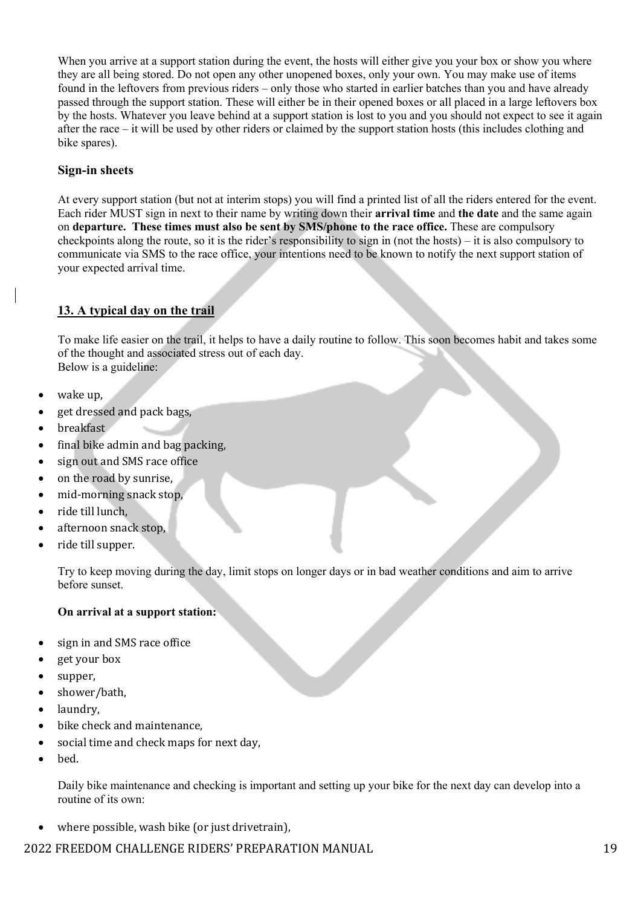When you arrive at a support station during the event, the hosts will either give you your box or show you where they are all being stored. Do not open any other unopened boxes, only your own. You may make use of items found in the leftovers from previous riders – only those who started in earlier batches than you and have already passed through the support station. These will either be in their opened boxes or all placed in a large leftovers box by the hosts. Whatever you leave behind at a support station is lost to you and you should not expect to see it again after the race – it will be used by other riders or claimed by the support station hosts (this includes clothing and bike spares).

### Sign-in sheets

At every support station (but not at interim stops) you will find a printed list of all the riders entered for the event. Each rider MUST sign in next to their name by writing down their **arrival time** and **the date** and the same again on **departure. These times must also be sent by SMS/phone to the race office.** These are compulsory checkpoints along the route, so it is the rider's responsibility to sign in (not the hosts) – it is also compulsory to communicate via SMS to the race office, your intentions need to be known to notify the next support station of your expected arrival time.

## 13. A typical day on the trail

To make life easier on the trail, it helps to have a daily routine to follow. This soon becomes habit and takes some of the thought and associated stress out of each day.
Below is a guideline:

- wake up,
- get dressed and pack bags,
- breakfast
- final bike admin and bag packing,
- sign out and SMS race office
- on the road by sunrise,
- mid-morning snack stop,
- ride till lunch,
- afternoon snack stop,
- ride till supper.

Try to keep moving during the day, limit stops on longer days or in bad weather conditions and aim to arrive before sunset.

**On arrival at a support station:**

- sign in and SMS race office
- get your box
- supper,
- shower/bath,
- laundry,
- bike check and maintenance,
- social time and check maps for next day,
- bed.

Daily bike maintenance and checking is important and setting up your bike for the next day can develop into a routine of its own:

- where possible, wash bike (or just drivetrain),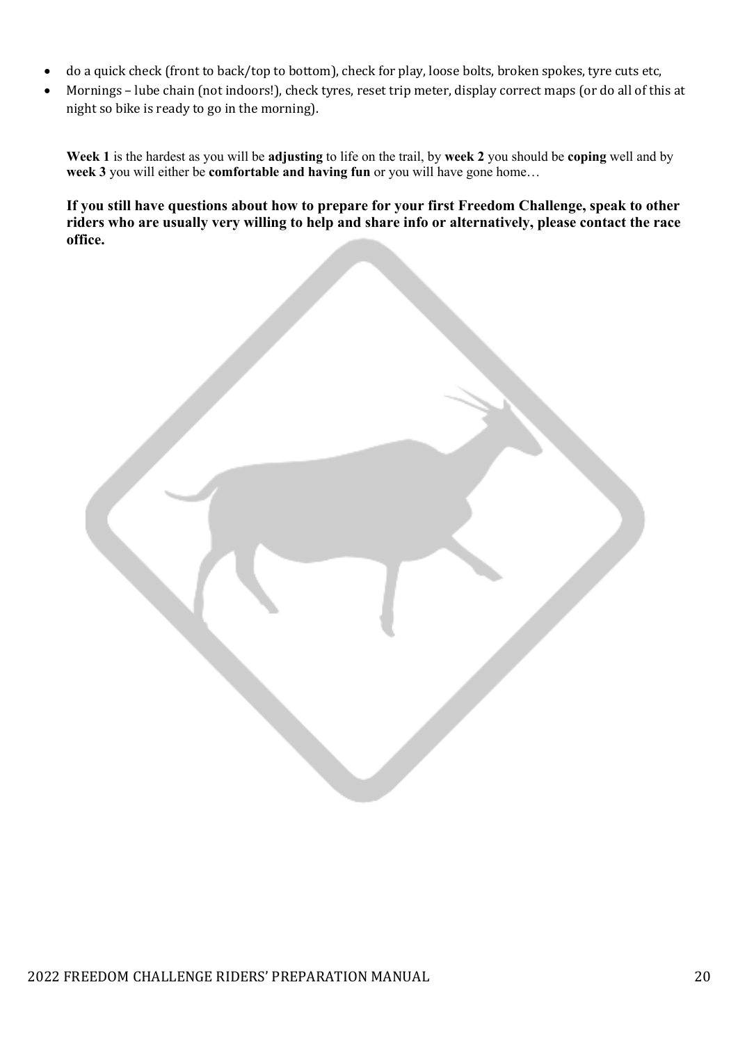- do a quick check (front to back/top to bottom), check for play, loose bolts, broken spokes, tyre cuts etc,
- Mornings – lube chain (not indoors!), check tyres, reset trip meter, display correct maps (or do all of this at night so bike is ready to go in the morning).

**Week 1** is the hardest as you will be **adjusting** to life on the trail, by **week 2** you should be **coping** well and by **week 3** you will either be **comfortable and having fun** or you will have gone home…

**If you still have questions about how to prepare for your first Freedom Challenge, speak to other riders who are usually very willing to help and share info or alternatively, please contact the race office.**